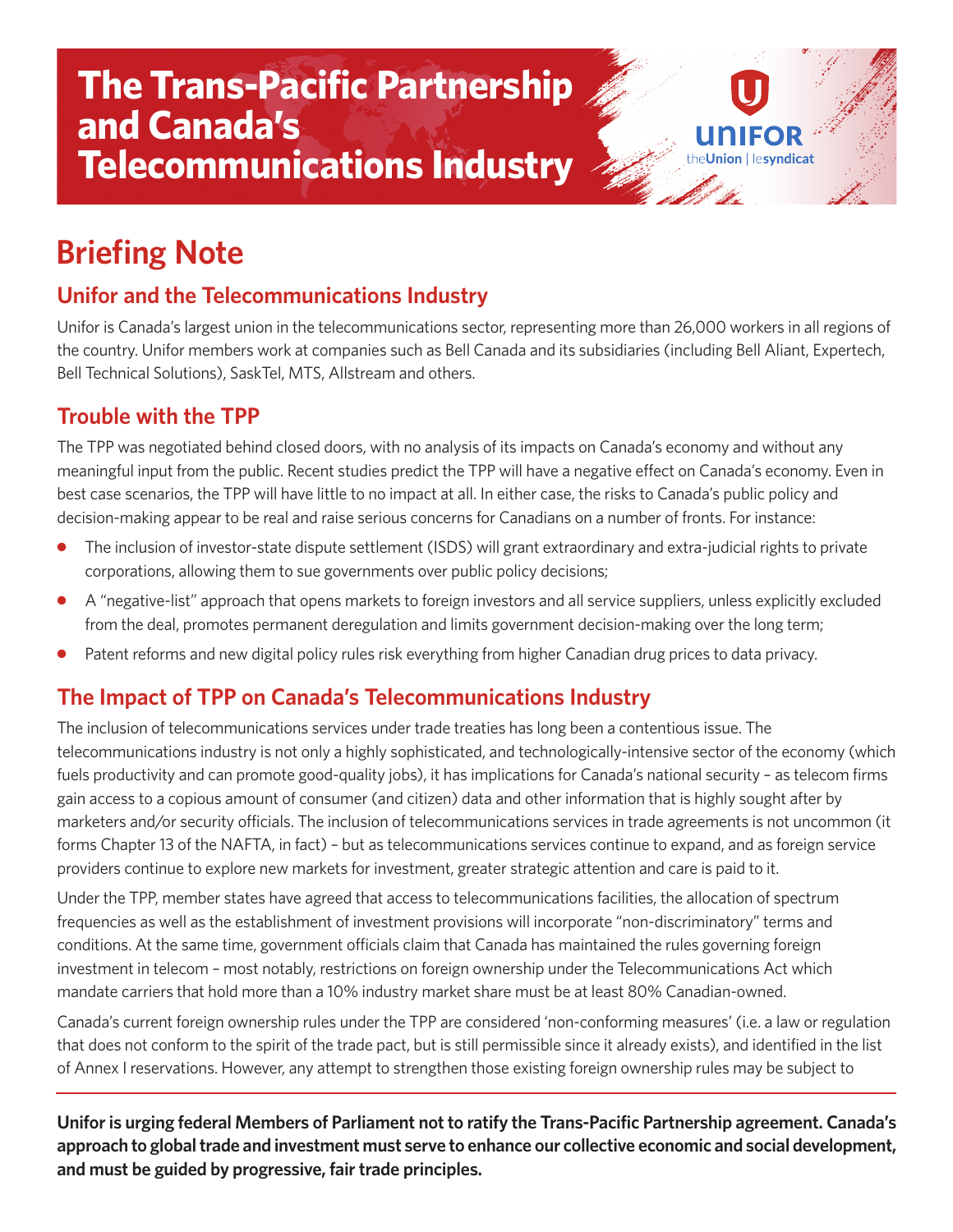# The Trans-Pacific Partnership and Canada's Telecommunications Industry

UNIFOR theUnion | lesyndicat

## Briefing Note

### Unifor and the Telecommunications Industry

Unifor is Canada's largest union in the telecommunications sector, representing more than 26,000 workers in all regions of the country. Unifor members work at companies such as Bell Canada and its subsidiaries (including Bell Aliant, Expertech, Bell Technical Solutions), SaskTel, MTS, Allstream and others.

### Trouble with the TPP

The TPP was negotiated behind closed doors, with no analysis of its impacts on Canada's economy and without any meaningful input from the public. Recent studies predict the TPP will have a negative effect on Canada's economy. Even in best case scenarios, the TPP will have little to no impact at all. In either case, the risks to Canada's public policy and decision-making appear to be real and raise serious concerns for Canadians on a number of fronts. For instance:

- The inclusion of investor-state dispute settlement (ISDS) will grant extraordinary and extra-judicial rights to private corporations, allowing them to sue governments over public policy decisions;
- A "negative-list" approach that opens markets to foreign investors and all service suppliers, unless explicitly excluded from the deal, promotes permanent deregulation and limits government decision-making over the long term;
- Patent reforms and new digital policy rules risk everything from higher Canadian drug prices to data privacy.

### The Impact of TPP on Canada's Telecommunications Industry

The inclusion of telecommunications services under trade treaties has long been a contentious issue. The telecommunications industry is not only a highly sophisticated, and technologically-intensive sector of the economy (which fuels productivity and can promote good-quality jobs), it has implications for Canada's national security – as telecom firms gain access to a copious amount of consumer (and citizen) data and other information that is highly sought after by marketers and/or security officials. The inclusion of telecommunications services in trade agreements is not uncommon (it forms Chapter 13 of the NAFTA, in fact) – but as telecommunications services continue to expand, and as foreign service providers continue to explore new markets for investment, greater strategic attention and care is paid to it.

Under the TPP, member states have agreed that access to telecommunications facilities, the allocation of spectrum frequencies as well as the establishment of investment provisions will incorporate "non-discriminatory" terms and conditions. At the same time, government officials claim that Canada has maintained the rules governing foreign investment in telecom – most notably, restrictions on foreign ownership under the Telecommunications Act which mandate carriers that hold more than a 10% industry market share must be at least 80% Canadian-owned.

Canada's current foreign ownership rules under the TPP are considered 'non-conforming measures' (i.e. a law or regulation that does not conform to the spirit of the trade pact, but is still permissible since it already exists), and identified in the list of Annex I reservations. However, any attempt to strengthen those existing foreign ownership rules may be subject to

**Unifor is urging federal Members of Parliament not to ratify the Trans-Pacific Partnership agreement. Canada's approach to global trade and investment must serve to enhance our collective economic and social development, and must be guided by progressive, fair trade principles.**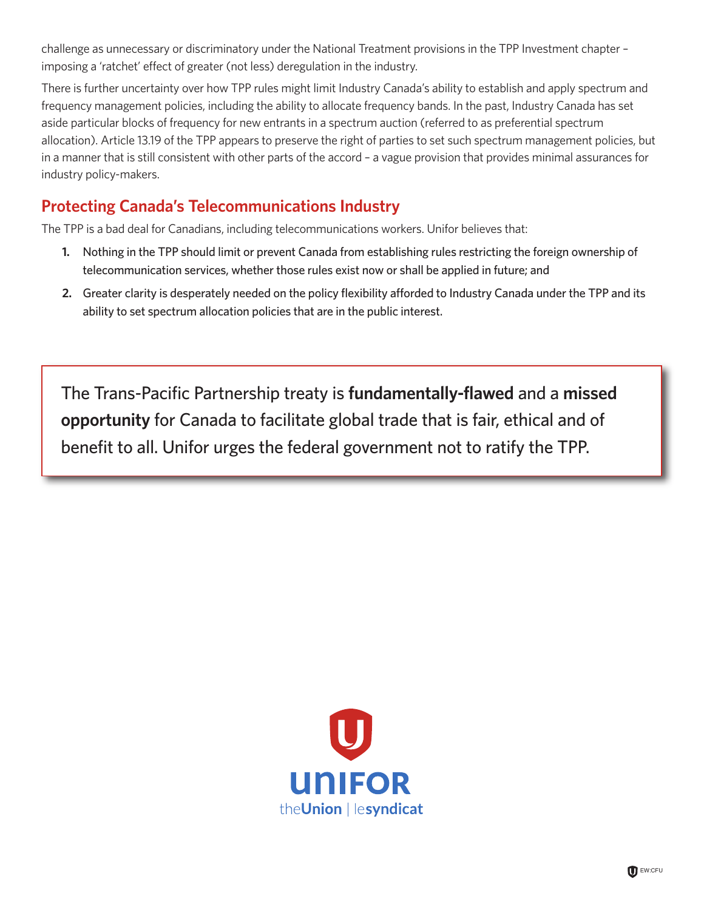challenge as unnecessary or discriminatory under the National Treatment provisions in the TPP Investment chapter – imposing a 'ratchet' effect of greater (not less) deregulation in the industry.

There is further uncertainty over how TPP rules might limit Industry Canada's ability to establish and apply spectrum and frequency management policies, including the ability to allocate frequency bands. In the past, Industry Canada has set aside particular blocks of frequency for new entrants in a spectrum auction (referred to as preferential spectrum allocation). Article 13.19 of the TPP appears to preserve the right of parties to set such spectrum management policies, but in a manner that is still consistent with other parts of the accord – a vague provision that provides minimal assurances for industry policy-makers.

## Protecting Canada's Telecommunications Industry

The TPP is a bad deal for Canadians, including telecommunications workers. Unifor believes that:

1. Nothing in the TPP should limit or prevent Canada from establishing rules restricting the foreign ownership of telecommunication services, whether those rules exist now or shall be applied in future; and
2. Greater clarity is desperately needed on the policy flexibility afforded to Industry Canada under the TPP and its ability to set spectrum allocation policies that are in the public interest.

The Trans-Pacific Partnership treaty is **fundamentally-flawed** and a **missed opportunity** for Canada to facilitate global trade that is fair, ethical and of benefit to all. Unifor urges the federal government not to ratify the TPP.

UNIFOR
the**Union** | le**syndicat**

EW:CFU